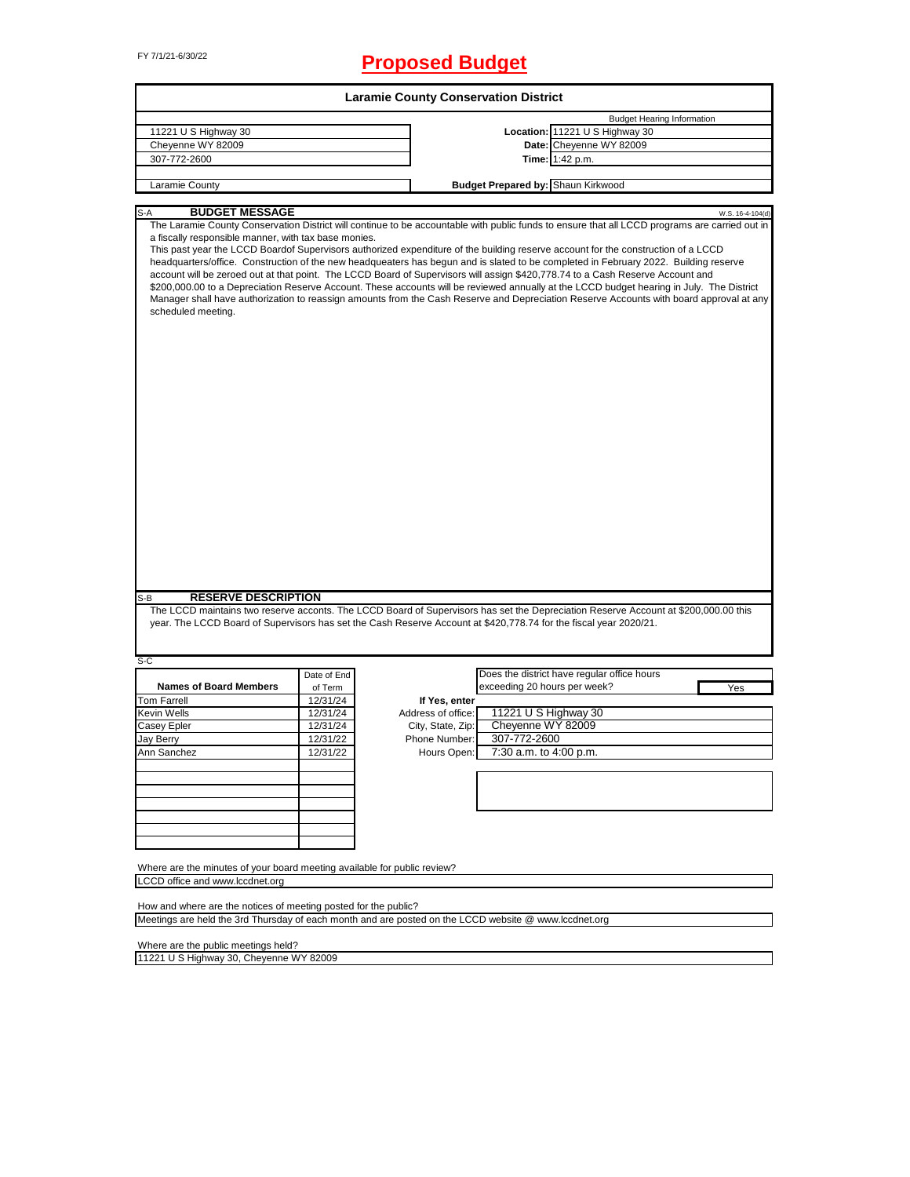FY 7/1/21-6/30/22

# Proposed Budget

## Laramie County Conservation District

| | | Budget Hearing Information |
|---|---|---|
| 11221 U S Highway 30 | **Location:** | 11221 U S Highway 30 |
| Cheyenne WY 82009 | **Date:** | Cheyenne WY 82009 |
| 307-772-2600 | **Time:** | 1:42 p.m. |
| Laramie County | **Budget Prepared by:** | Shaun Kirkwood |

S-A **BUDGET MESSAGE** W.S. 16-4-104(d)

The Laramie County Conservation District will continue to be accountable with public funds to ensure that all LCCD programs are carried out in a fiscally responsible manner, with tax base monies.

This past year the LCCD Boardof Supervisors authorized expenditure of the building reserve account for the construction of a LCCD headquarters/office. Construction of the new headqueaters has begun and is slated to be completed in February 2022. Building reserve account will be zeroed out at that point. The LCCD Board of Supervisors will assign $420,778.74 to a Cash Reserve Account and $200,000.00 to a Depreciation Reserve Account. These accounts will be reviewed annually at the LCCD budget hearing in July. The District Manager shall have authorization to reassign amounts from the Cash Reserve and Depreciation Reserve Accounts with board approval at any scheduled meeting.

S-B **RESERVE DESCRIPTION**

The LCCD maintains two reserve acconts. The LCCD Board of Supervisors has set the Depreciation Reserve Account at $200,000.00 this year. The LCCD Board of Supervisors has set the Cash Reserve Account at $420,778.74 for the fiscal year 2020/21.

S-C

| Names of Board Members | Date of End of Term |
|---|---|
| Tom Farrell | 12/31/24 |
| Kevin Wells | 12/31/24 |
| Casey Epler | 12/31/24 |
| Jay Berry | 12/31/22 |
| Ann Sanchez | 12/31/22 |

Does the district have regular office hours exceeding 20 hours per week? Yes

**If Yes, enter**

| | |
|---|---|
| Address of office: | 11221 U S Highway 30 |
| City, State, Zip: | Cheyenne WY 82009 |
| Phone Number: | 307-772-2600 |
| Hours Open: | 7:30 a.m. to 4:00 p.m. |

Where are the minutes of your board meeting available for public review?

LCCD office and www.lccdnet.org

How and where are the notices of meeting posted for the public?

Meetings are held the 3rd Thursday of each month and are posted on the LCCD website @ www.lccdnet.org

Where are the public meetings held?

11221 U S Highway 30, Cheyenne WY 82009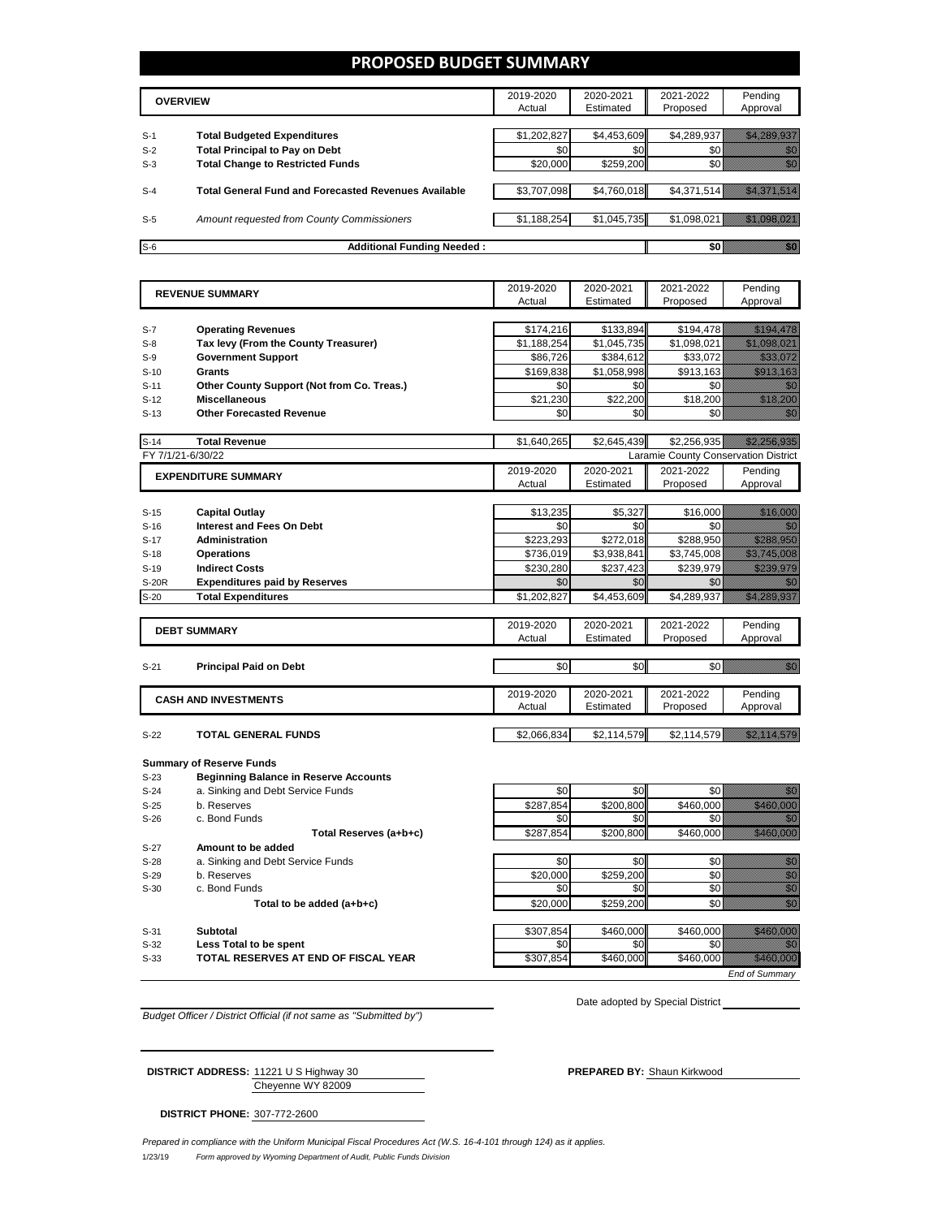# PROPOSED BUDGET SUMMARY

| | OVERVIEW | 2019-2020 Actual | 2020-2021 Estimated | 2021-2022 Proposed | Pending Approval |
|---|---|---|---|---|---|
| S-1 | **Total Budgeted Expenditures** | $1,202,827 | $4,453,609 | $4,289,937 | $4,289,937 |
| S-2 | **Total Principal to Pay on Debt** | $0 | $0 | $0 | $0 |
| S-3 | **Total Change to Restricted Funds** | $20,000 | $259,200 | $0 | $0 |
| S-4 | **Total General Fund and Forecasted Revenues Available** | $3,707,098 | $4,760,018 | $4,371,514 | $4,371,514 |
| S-5 | *Amount requested from County Commissioners* | $1,188,254 | $1,045,735 | $1,098,021 | $1,098,021 |
| S-6 | **Additional Funding Needed :** | | | $0 | $0 |

| | REVENUE SUMMARY | 2019-2020 Actual | 2020-2021 Estimated | 2021-2022 Proposed | Pending Approval |
|---|---|---|---|---|---|
| S-7 | **Operating Revenues** | $174,216 | $133,894 | $194,478 | $194,478 |
| S-8 | **Tax levy (From the County Treasurer)** | $1,188,254 | $1,045,735 | $1,098,021 | $1,098,021 |
| S-9 | **Government Support** | $86,726 | $384,612 | $33,072 | $33,072 |
| S-10 | **Grants** | $169,838 | $1,058,998 | $913,163 | $913,163 |
| S-11 | **Other County Support (Not from Co. Treas.)** | $0 | $0 | $0 | $0 |
| S-12 | **Miscellaneous** | $21,230 | $22,200 | $18,200 | $18,200 |
| S-13 | **Other Forecasted Revenue** | $0 | $0 | $0 | $0 |
| S-14 | **Total Revenue** | $1,640,265 | $2,645,439 | $2,256,935 | $2,256,935 |

FY 7/1/21-6/30/22 — Laramie County Conservation District

| | EXPENDITURE SUMMARY | 2019-2020 Actual | 2020-2021 Estimated | 2021-2022 Proposed | Pending Approval |
|---|---|---|---|---|---|
| S-15 | **Capital Outlay** | $13,235 | $5,327 | $16,000 | $16,000 |
| S-16 | **Interest and Fees On Debt** | $0 | $0 | $0 | $0 |
| S-17 | **Administration** | $223,293 | $272,018 | $288,950 | $288,950 |
| S-18 | **Operations** | $736,019 | $3,938,841 | $3,745,008 | $3,745,008 |
| S-19 | **Indirect Costs** | $230,280 | $237,423 | $239,979 | $239,979 |
| S-20R | **Expenditures paid by Reserves** | $0 | $0 | $0 | $0 |
| S-20 | **Total Expenditures** | $1,202,827 | $4,453,609 | $4,289,937 | $4,289,937 |

| | DEBT SUMMARY | 2019-2020 Actual | 2020-2021 Estimated | 2021-2022 Proposed | Pending Approval |
|---|---|---|---|---|---|
| S-21 | **Principal Paid on Debt** | $0 | $0 | $0 | $0 |

| | CASH AND INVESTMENTS | 2019-2020 Actual | 2020-2021 Estimated | 2021-2022 Proposed | Pending Approval |
|---|---|---|---|---|---|
| S-22 | **TOTAL GENERAL FUNDS** | $2,066,834 | $2,114,579 | $2,114,579 | $2,114,579 |

**Summary of Reserve Funds**

| | | 2019-2020 Actual | 2020-2021 Estimated | 2021-2022 Proposed | Pending Approval |
|---|---|---|---|---|---|
| S-23 | **Beginning Balance in Reserve Accounts** | | | | |
| S-24 | a. Sinking and Debt Service Funds | $0 | $0 | $0 | $0 |
| S-25 | b. Reserves | $287,854 | $200,800 | $460,000 | $460,000 |
| S-26 | c. Bond Funds | $0 | $0 | $0 | $0 |
| | **Total Reserves (a+b+c)** | $287,854 | $200,800 | $460,000 | $460,000 |
| S-27 | **Amount to be added** | | | | |
| S-28 | a. Sinking and Debt Service Funds | $0 | $0 | $0 | $0 |
| S-29 | b. Reserves | $20,000 | $259,200 | $0 | $0 |
| S-30 | c. Bond Funds | $0 | $0 | $0 | $0 |
| | **Total to be added (a+b+c)** | $20,000 | $259,200 | $0 | $0 |
| S-31 | **Subtotal** | $307,854 | $460,000 | $460,000 | $460,000 |
| S-32 | **Less Total to be spent** | $0 | $0 | $0 | $0 |
| S-33 | **TOTAL RESERVES AT END OF FISCAL YEAR** | $307,854 | $460,000 | $460,000 | $460,000 |

*End of Summary*

*Budget Officer / District Official (if not same as "Submitted by")*

Date adopted by Special District

**DISTRICT ADDRESS:** 11221 U S Highway 30
Cheyenne WY 82009

**PREPARED BY:** Shaun Kirkwood

**DISTRICT PHONE:** 307-772-2600

*Prepared in compliance with the Uniform Municipal Fiscal Procedures Act (W.S. 16-4-101 through 124) as it applies.*

1/23/19 *Form approved by Wyoming Department of Audit, Public Funds Division*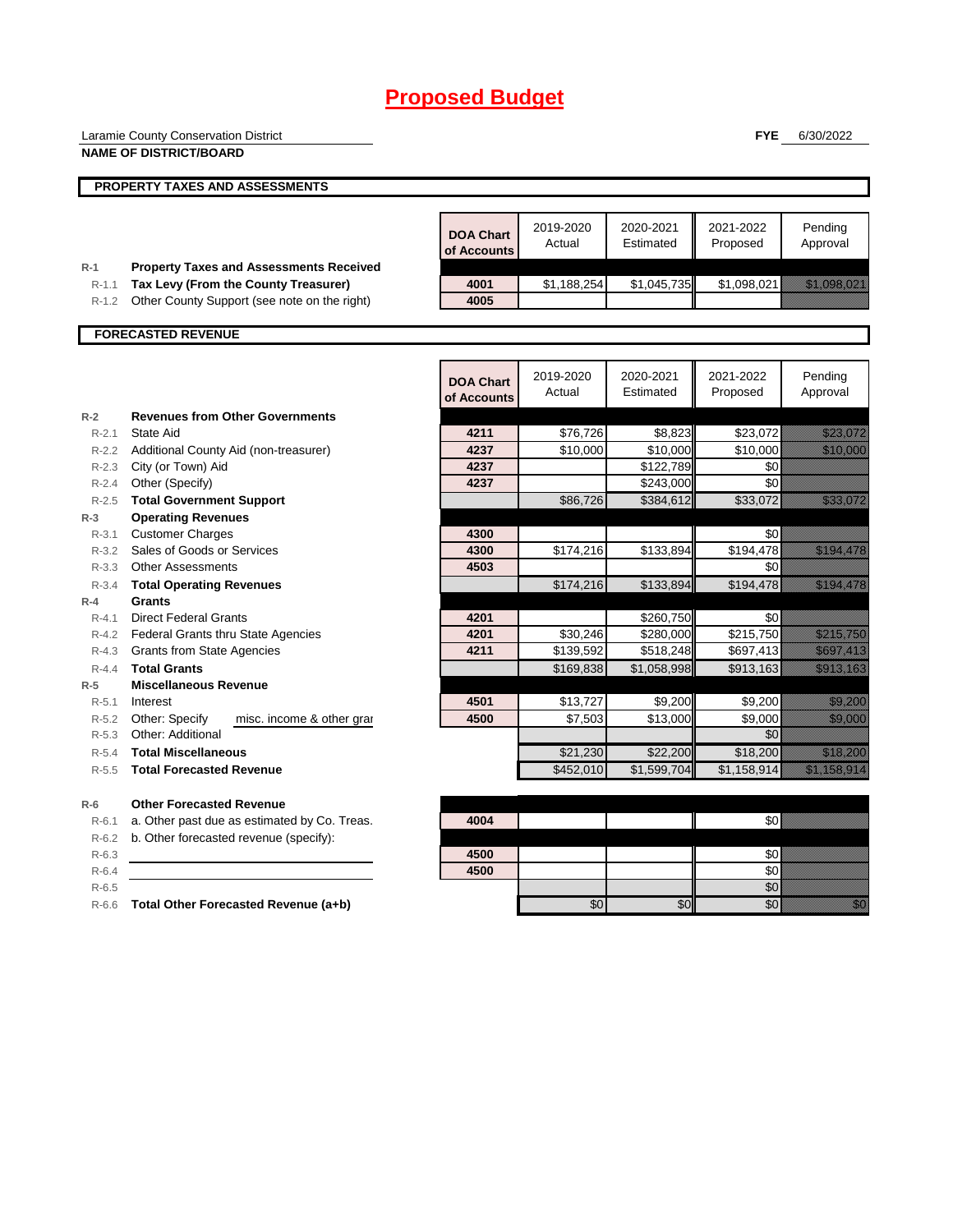# Proposed Budget

Laramie County Conservation District
**NAME OF DISTRICT/BOARD**

**FYE** 6/30/2022

## PROPERTY TAXES AND ASSESSMENTS

| | | DOA Chart of Accounts | 2019-2020 Actual | 2020-2021 Estimated | 2021-2022 Proposed | Pending Approval |
|---|---|---|---|---|---|---|
| R-1 | **Property Taxes and Assessments Received** | | | | | |
| R-1.1 | **Tax Levy (From the County Treasurer)** | 4001 | $1,188,254 | $1,045,735 | $1,098,021 | $1,098,021 |
| R-1.2 | Other County Support (see note on the right) | 4005 | | | | |

## FORECASTED REVENUE

| | | DOA Chart of Accounts | 2019-2020 Actual | 2020-2021 Estimated | 2021-2022 Proposed | Pending Approval |
|---|---|---|---|---|---|---|
| R-2 | **Revenues from Other Governments** | | | | | |
| R-2.1 | State Aid | 4211 | $76,726 | $8,823 | $23,072 | $23,072 |
| R-2.2 | Additional County Aid (non-treasurer) | 4237 | $10,000 | $10,000 | $10,000 | $10,000 |
| R-2.3 | City (or Town) Aid | 4237 | | $122,789 | $0 | |
| R-2.4 | Other (Specify) | 4237 | | $243,000 | $0 | |
| R-2.5 | **Total Government Support** | | $86,726 | $384,612 | $33,072 | $33,072 |
| R-3 | **Operating Revenues** | | | | | |
| R-3.1 | Customer Charges | 4300 | | | $0 | |
| R-3.2 | Sales of Goods or Services | 4300 | $174,216 | $133,894 | $194,478 | $194,478 |
| R-3.3 | Other Assessments | 4503 | | | $0 | |
| R-3.4 | **Total Operating Revenues** | | $174,216 | $133,894 | $194,478 | $194,478 |
| R-4 | **Grants** | | | | | |
| R-4.1 | Direct Federal Grants | 4201 | | $260,750 | $0 | |
| R-4.2 | Federal Grants thru State Agencies | 4201 | $30,246 | $280,000 | $215,750 | $215,750 |
| R-4.3 | Grants from State Agencies | 4211 | $139,592 | $518,248 | $697,413 | $697,413 |
| R-4.4 | **Total Grants** | | $169,838 | $1,058,998 | $913,163 | $913,163 |
| R-5 | **Miscellaneous Revenue** | | | | | |
| R-5.1 | Interest | 4501 | $13,727 | $9,200 | $9,200 | $9,200 |
| R-5.2 | Other: Specify misc. income & other grar | 4500 | $7,503 | $13,000 | $9,000 | $9,000 |
| R-5.3 | Other: Additional | | | | $0 | |
| R-5.4 | **Total Miscellaneous** | | $21,230 | $22,200 | $18,200 | $18,200 |
| R-5.5 | **Total Forecasted Revenue** | | $452,010 | $1,599,704 | $1,158,914 | $1,158,914 |
| R-6 | **Other Forecasted Revenue** | | | | | |
| R-6.1 | a. Other past due as estimated by Co. Treas. | 4004 | | | $0 | |
| R-6.2 | b. Other forecasted revenue (specify): | | | | | |
| R-6.3 | | 4500 | | | $0 | |
| R-6.4 | | 4500 | | | $0 | |
| R-6.5 | | | | | $0 | |
| R-6.6 | **Total Other Forecasted Revenue (a+b)** | | $0 | $0 | $0 | $0 |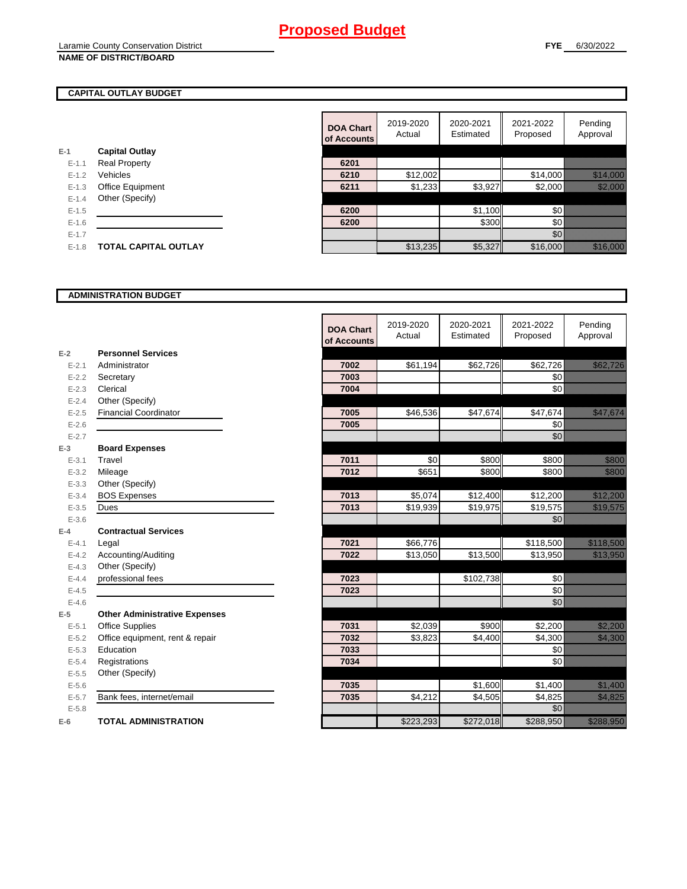# Proposed Budget

Laramie County Conservation District
**NAME OF DISTRICT/BOARD**

**FYE** 6/30/2022

## CAPITAL OUTLAY BUDGET

| | | DOA Chart of Accounts | 2019-2020 Actual | 2020-2021 Estimated | 2021-2022 Proposed | Pending Approval |
|---|---|---|---|---|---|---|
| E-1 | **Capital Outlay** | | | | | |
| E-1.1 | Real Property | 6201 | | | | |
| E-1.2 | Vehicles | 6210 | $12,002 | | $14,000 | $14,000 |
| E-1.3 | Office Equipment | 6211 | $1,233 | $3,927 | $2,000 | $2,000 |
| E-1.4 | Other (Specify) | | | | | |
| E-1.5 | | 6200 | | $1,100 | $0 | |
| E-1.6 | | 6200 | | $300 | $0 | |
| E-1.7 | | | | | $0 | |
| E-1.8 | **TOTAL CAPITAL OUTLAY** | | $13,235 | $5,327 | $16,000 | $16,000 |

## ADMINISTRATION BUDGET

| | | DOA Chart of Accounts | 2019-2020 Actual | 2020-2021 Estimated | 2021-2022 Proposed | Pending Approval |
|---|---|---|---|---|---|---|
| E-2 | **Personnel Services** | | | | | |
| E-2.1 | Administrator | 7002 | $61,194 | $62,726 | $62,726 | $62,726 |
| E-2.2 | Secretary | 7003 | | | $0 | |
| E-2.3 | Clerical | 7004 | | | $0 | |
| E-2.4 | Other (Specify) | | | | | |
| E-2.5 | Financial Coordinator | 7005 | $46,536 | $47,674 | $47,674 | $47,674 |
| E-2.6 | | 7005 | | | $0 | |
| E-2.7 | | | | | $0 | |
| E-3 | **Board Expenses** | | | | | |
| E-3.1 | Travel | 7011 | $0 | $800 | $800 | $800 |
| E-3.2 | Mileage | 7012 | $651 | $800 | $800 | $800 |
| E-3.3 | Other (Specify) | | | | | |
| E-3.4 | BOS Expenses | 7013 | $5,074 | $12,400 | $12,200 | $12,200 |
| E-3.5 | Dues | 7013 | $19,939 | $19,975 | $19,575 | $19,575 |
| E-3.6 | | | | | $0 | |
| E-4 | **Contractual Services** | | | | | |
| E-4.1 | Legal | 7021 | $66,776 | | $118,500 | $118,500 |
| E-4.2 | Accounting/Auditing | 7022 | $13,050 | $13,500 | $13,950 | $13,950 |
| E-4.3 | Other (Specify) | | | | | |
| E-4.4 | professional fees | 7023 | | $102,738 | $0 | |
| E-4.5 | | 7023 | | | $0 | |
| E-4.6 | | | | | $0 | |
| E-5 | **Other Administrative Expenses** | | | | | |
| E-5.1 | Office Supplies | 7031 | $2,039 | $900 | $2,200 | $2,200 |
| E-5.2 | Office equipment, rent & repair | 7032 | $3,823 | $4,400 | $4,300 | $4,300 |
| E-5.3 | Education | 7033 | | | $0 | |
| E-5.4 | Registrations | 7034 | | | $0 | |
| E-5.5 | Other (Specify) | | | | | |
| E-5.6 | | 7035 | | $1,600 | $1,400 | $1,400 |
| E-5.7 | Bank fees, internet/email | 7035 | $4,212 | $4,505 | $4,825 | $4,825 |
| E-5.8 | | | | | $0 | |
| E-6 | **TOTAL ADMINISTRATION** | | $223,293 | $272,018 | $288,950 | $288,950 |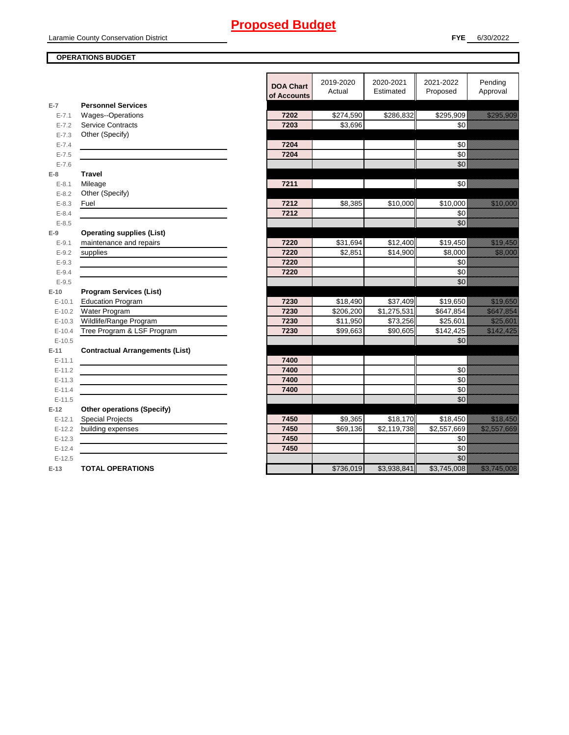# Proposed Budget

Laramie County Conservation District

**FYE** 6/30/2022

**OPERATIONS BUDGET**

| | | DOA Chart of Accounts | 2019-2020 Actual | 2020-2021 Estimated | 2021-2022 Proposed | Pending Approval |
|---|---|---|---|---|---|---|
| E-7 | **Personnel Services** | | | | | |
| E-7.1 | Wages--Operations | 7202 | $274,590 | $286,832 | $295,909 | $295,909 |
| E-7.2 | Service Contracts | 7203 | $3,696 | | $0 | |
| E-7.3 | Other (Specify) | | | | | |
| E-7.4 | | 7204 | | | $0 | |
| E-7.5 | | 7204 | | | $0 | |
| E-7.6 | | | | | $0 | |
| E-8 | **Travel** | | | | | |
| E-8.1 | Mileage | 7211 | | | $0 | |
| E-8.2 | Other (Specify) | | | | | |
| E-8.3 | Fuel | 7212 | $8,385 | $10,000 | $10,000 | $10,000 |
| E-8.4 | | 7212 | | | $0 | |
| E-8.5 | | | | | $0 | |
| E-9 | **Operating supplies (List)** | | | | | |
| E-9.1 | maintenance and repairs | 7220 | $31,694 | $12,400 | $19,450 | $19,450 |
| E-9.2 | supplies | 7220 | $2,851 | $14,900 | $8,000 | $8,000 |
| E-9.3 | | 7220 | | | $0 | |
| E-9.4 | | 7220 | | | $0 | |
| E-9.5 | | | | | $0 | |
| E-10 | **Program Services (List)** | | | | | |
| E-10.1 | Education Program | 7230 | $18,490 | $37,409 | $19,650 | $19,650 |
| E-10.2 | Water Program | 7230 | $206,200 | $1,275,531 | $647,854 | $647,854 |
| E-10.3 | Wildlife/Range Program | 7230 | $11,950 | $73,256 | $25,601 | $25,601 |
| E-10.4 | Tree Program & LSF Program | 7230 | $99,663 | $90,605 | $142,425 | $142,425 |
| E-10.5 | | | | | $0 | |
| E-11 | **Contractual Arrangements (List)** | | | | | |
| E-11.1 | | 7400 | | | | |
| E-11.2 | | 7400 | | | $0 | |
| E-11.3 | | 7400 | | | $0 | |
| E-11.4 | | 7400 | | | $0 | |
| E-11.5 | | | | | $0 | |
| E-12 | **Other operations (Specify)** | | | | | |
| E-12.1 | Special Projects | 7450 | $9,365 | $18,170 | $18,450 | $18,450 |
| E-12.2 | building expenses | 7450 | $69,136 | $2,119,738 | $2,557,669 | $2,557,669 |
| E-12.3 | | 7450 | | | $0 | |
| E-12.4 | | 7450 | | | $0 | |
| E-12.5 | | | | | $0 | |
| E-13 | **TOTAL OPERATIONS** | | $736,019 | $3,938,841 | $3,745,008 | $3,745,008 |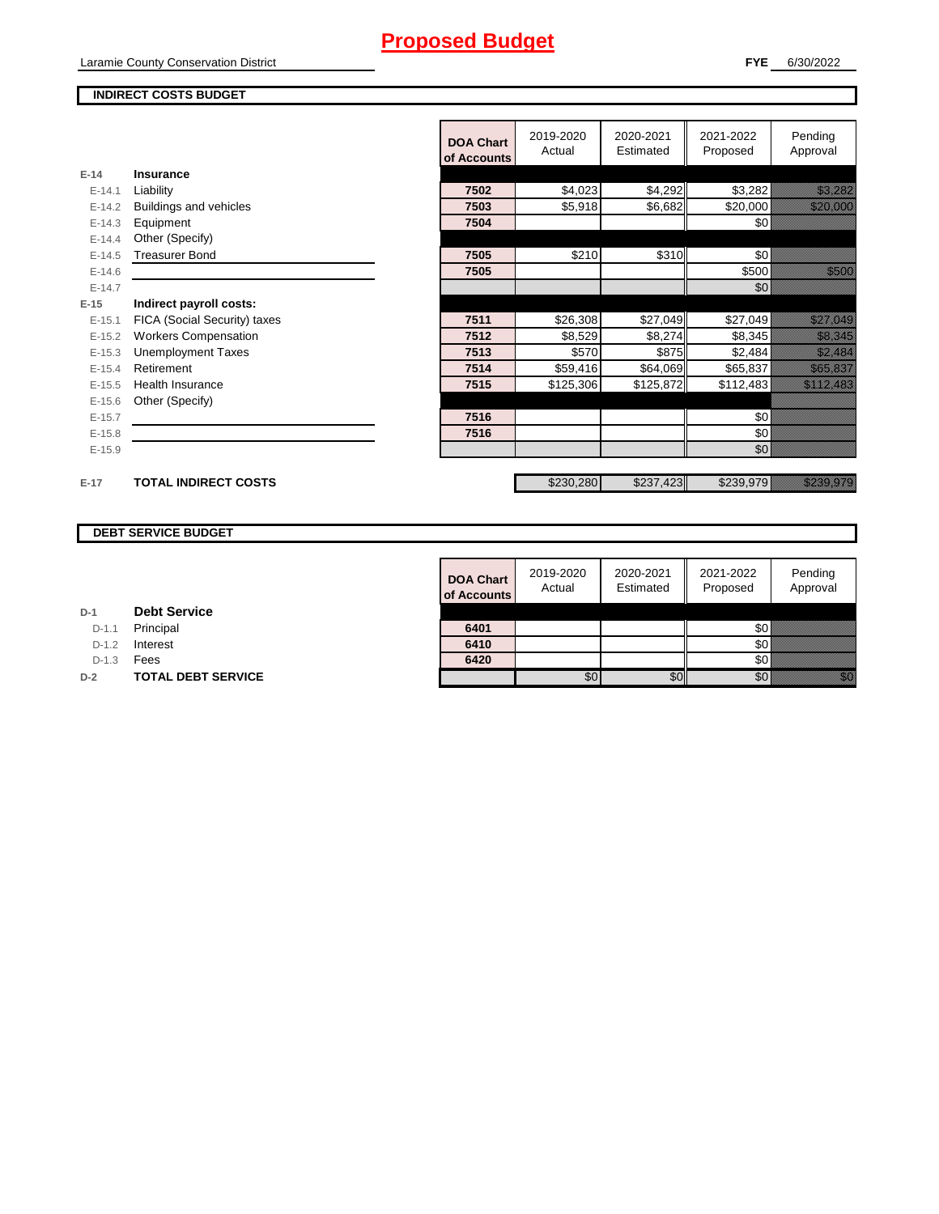# Proposed Budget

Laramie County Conservation District

**FYE** 6/30/2022

**INDIRECT COSTS BUDGET**

| | | DOA Chart of Accounts | 2019-2020 Actual | 2020-2021 Estimated | 2021-2022 Proposed | Pending Approval |
|---|---|---|---|---|---|---|
| E-14 | **Insurance** | | | | | |
| E-14.1 | Liability | 7502 | $4,023 | $4,292 | $3,282 | $3,282 |
| E-14.2 | Buildings and vehicles | 7503 | $5,918 | $6,682 | $20,000 | $20,000 |
| E-14.3 | Equipment | 7504 | | | $0 | |
| E-14.4 | Other (Specify) | | | | | |
| E-14.5 | Treasurer Bond | 7505 | $210 | $310 | $0 | |
| E-14.6 | | 7505 | | | $500 | $500 |
| E-14.7 | | | | | $0 | |
| E-15 | **Indirect payroll costs:** | | | | | |
| E-15.1 | FICA (Social Security) taxes | 7511 | $26,308 | $27,049 | $27,049 | $27,049 |
| E-15.2 | Workers Compensation | 7512 | $8,529 | $8,274 | $8,345 | $8,345 |
| E-15.3 | Unemployment Taxes | 7513 | $570 | $875 | $2,484 | $2,484 |
| E-15.4 | Retirement | 7514 | $59,416 | $64,069 | $65,837 | $65,837 |
| E-15.5 | Health Insurance | 7515 | $125,306 | $125,872 | $112,483 | $112,483 |
| E-15.6 | Other (Specify) | | | | | |
| E-15.7 | | 7516 | | | $0 | |
| E-15.8 | | 7516 | | | $0 | |
| E-15.9 | | | | | $0 | |
| E-17 | **TOTAL INDIRECT COSTS** | | $230,280 | $237,423 | $239,979 | $239,979 |

**DEBT SERVICE BUDGET**

| | | DOA Chart of Accounts | 2019-2020 Actual | 2020-2021 Estimated | 2021-2022 Proposed | Pending Approval |
|---|---|---|---|---|---|---|
| D-1 | **Debt Service** | | | | | |
| D-1.1 | Principal | 6401 | | | $0 | |
| D-1.2 | Interest | 6410 | | | $0 | |
| D-1.3 | Fees | 6420 | | | $0 | |
| D-2 | **TOTAL DEBT SERVICE** | | $0 | $0 | $0 | $0 |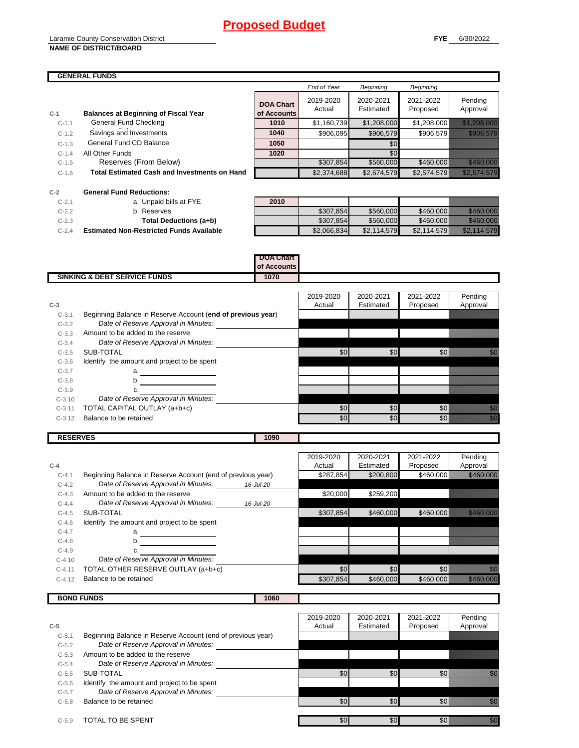# Proposed Budget

Laramie County Conservation District

**NAME OF DISTRICT/BOARD**

**FYE** 6/30/2022

## GENERAL FUNDS

| | | DOA Chart of Accounts | End of Year 2019-2020 Actual | Beginning 2020-2021 Estimated | Beginning 2021-2022 Proposed | Pending Approval |
|---|---|---|---|---|---|---|
| **C-1** | **Balances at Beginning of Fiscal Year** | | | | | |
| C-1.1 | General Fund Checking | 1010 | $1,160,739 | $1,208,000 | $1,208,000 | $1,208,000 |
| C-1.2 | Savings and Investments | 1040 | $906,095 | $906,579 | $906,579 | $906,579 |
| C-1.3 | General Fund CD Balance | 1050 | | $0 | | |
| C-1.4 | All Other Funds | 1020 | | $0 | | |
| C-1.5 | Reserves (From Below) | | $307,854 | $560,000 | $460,000 | $460,000 |
| C-1.6 | **Total Estimated Cash and Investments on Hand** | | $2,374,688 | $2,674,579 | $2,574,579 | $2,574,579 |
| **C-2** | **General Fund Reductions:** | | | | | |
| C-2.1 | a. Unpaid bills at FYE | 2010 | | | | |
| C-2.2 | b. Reserves | | $307,854 | $560,000 | $460,000 | $460,000 |
| C-2.3 | **Total Deductions (a+b)** | | $307,854 | $560,000 | $460,000 | $460,000 |
| C-2.4 | **Estimated Non-Restricted Funds Available** | | $2,066,834 | $2,114,579 | $2,114,579 | $2,114,579 |

## SINKING & DEBT SERVICE FUNDS (DOA Chart of Accounts 1070)

| **C-3** | | 2019-2020 Actual | 2020-2021 Estimated | 2021-2022 Proposed | Pending Approval |
|---|---|---|---|---|---|
| C-3.1 | Beginning Balance in Reserve Account (**end of previous year**) | | | | |
| C-3.2 | *Date of Reserve Approval in Minutes:* | | | | |
| C-3.3 | Amount to be added to the reserve | | | | |
| C-3.4 | *Date of Reserve Approval in Minutes:* | | | | |
| C-3.5 | SUB-TOTAL | $0 | $0 | $0 | $0 |
| C-3.6 | Identify the amount and project to be spent | | | | |
| C-3.7 | a. | | | | |
| C-3.8 | b. | | | | |
| C-3.9 | c. | | | | |
| C-3.10 | *Date of Reserve Approval in Minutes:* | | | | |
| C-3.11 | TOTAL CAPITAL OUTLAY (a+b+c) | $0 | $0 | $0 | $0 |
| C-3.12 | Balance to be retained | $0 | $0 | $0 | $0 |

## RESERVES (1090)

| **C-4** | | 2019-2020 Actual | 2020-2021 Estimated | 2021-2022 Proposed | Pending Approval |
|---|---|---|---|---|---|
| C-4.1 | Beginning Balance in Reserve Account (end of previous year) | $287,854 | $200,800 | $460,000 | $460,000 |
| C-4.2 | *Date of Reserve Approval in Minutes:* *16-Jul-20* | | | | |
| C-4.3 | Amount to be added to the reserve | $20,000 | $259,200 | | |
| C-4.4 | *Date of Reserve Approval in Minutes:* *16-Jul-20* | | | | |
| C-4.5 | SUB-TOTAL | $307,854 | $460,000 | $460,000 | $460,000 |
| C-4.6 | Identify the amount and project to be spent | | | | |
| C-4.7 | a. | | | | |
| C-4.8 | b. | | | | |
| C-4.9 | c. | | | | |
| C-4.10 | *Date of Reserve Approval in Minutes:* | | | | |
| C-4.11 | TOTAL OTHER RESERVE OUTLAY (a+b+c) | $0 | $0 | $0 | $0 |
| C-4.12 | Balance to be retained | $307,854 | $460,000 | $460,000 | $460,000 |

## BOND FUNDS (1060)

| **C-5** | | 2019-2020 Actual | 2020-2021 Estimated | 2021-2022 Proposed | Pending Approval |
|---|---|---|---|---|---|
| C-5.1 | Beginning Balance in Reserve Account (end of previous year) | | | | |
| C-5.2 | *Date of Reserve Approval in Minutes:* | | | | |
| C-5.3 | Amount to be added to the reserve | | | | |
| C-5.4 | *Date of Reserve Approval in Minutes:* | | | | |
| C-5.5 | SUB-TOTAL | $0 | $0 | $0 | $0 |
| C-5.6 | Identify the amount and project to be spent | | | | |
| C-5.7 | *Date of Reserve Approval in Minutes:* | | | | |
| C-5.8 | Balance to be retained | $0 | $0 | $0 | $0 |
| C-5.9 | TOTAL TO BE SPENT | $0 | $0 | $0 | $0 |